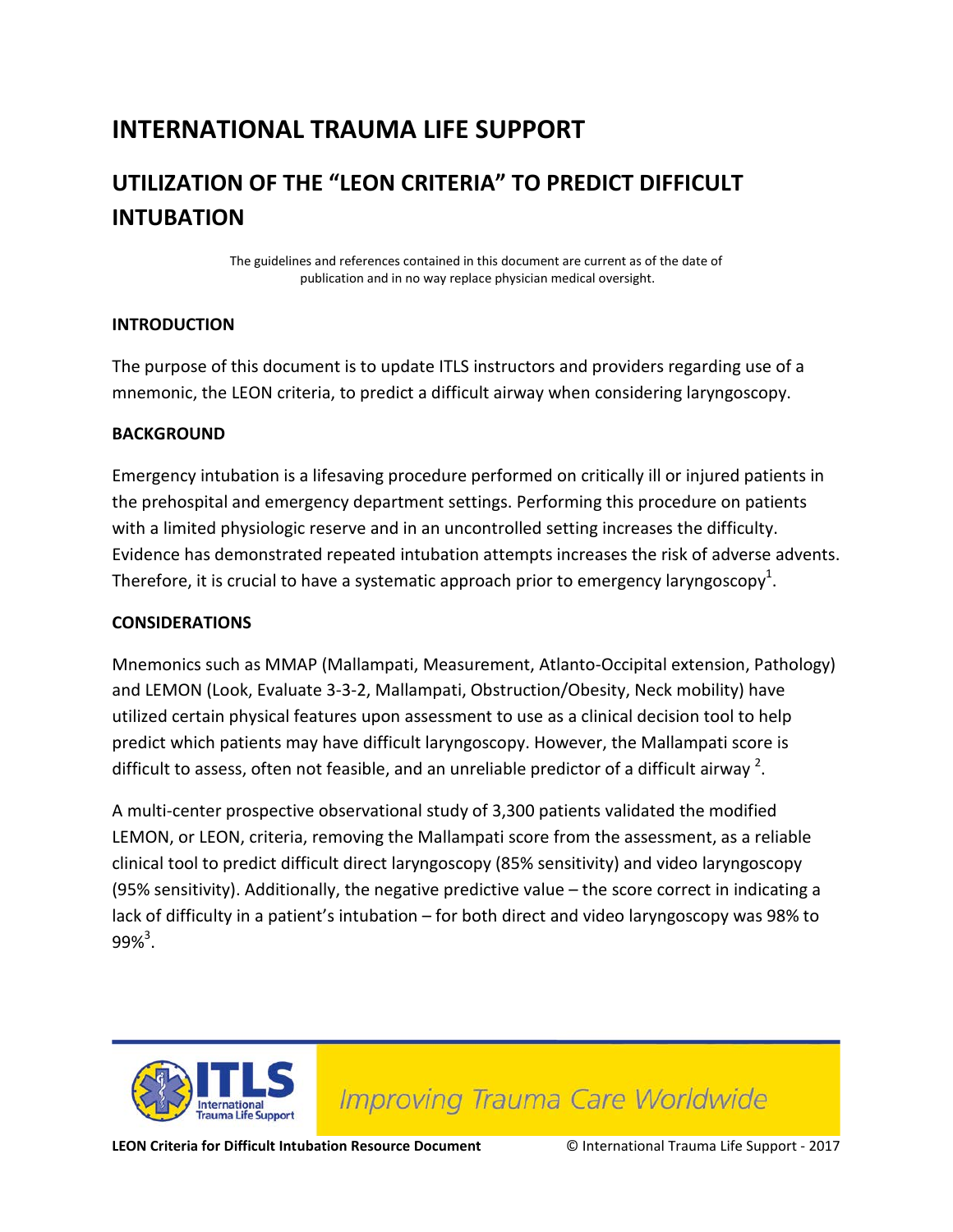# INTERNATIONAL TRAUMA LIFE SUPPORT

## UTILIZATION OF THE "LEON CRITERIA" TO PREDICT DIFFICULT INTUBATION

The guidelines and references contained in this document are current as of the date of publication and in no way replace physician medical oversight.

### INTRODUCTION

The purpose of this document is to update ITLS instructors and providers regarding use of a mnemonic, the LEON criteria, to predict a difficult airway when considering laryngoscopy.

### BACKGROUND

Emergency intubation is a lifesaving procedure performed on critically ill or injured patients in the prehospital and emergency department settings. Performing this procedure on patients with a limited physiologic reserve and in an uncontrolled setting increases the difficulty. Evidence has demonstrated repeated intubation attempts increases the risk of adverse advents. Therefore, it is crucial to have a systematic approach prior to emergency laryngoscopy[1].

### CONSIDERATIONS

Mnemonics such as MMAP (Mallampati, Measurement, Atlanto-Occipital extension, Pathology) and LEMON (Look, Evaluate 3-3-2, Mallampati, Obstruction/Obesity, Neck mobility) have utilized certain physical features upon assessment to use as a clinical decision tool to help predict which patients may have difficult laryngoscopy. However, the Mallampati score is difficult to assess, often not feasible, and an unreliable predictor of a difficult airway [2].

A multi-center prospective observational study of 3,300 patients validated the modified LEMON, or LEON, criteria, removing the Mallampati score from the assessment, as a reliable clinical tool to predict difficult direct laryngoscopy (85% sensitivity) and video laryngoscopy (95% sensitivity). Additionally, the negative predictive value – the score correct in indicating a lack of difficulty in a patient's intubation – for both direct and video laryngoscopy was 98% to 99%[3].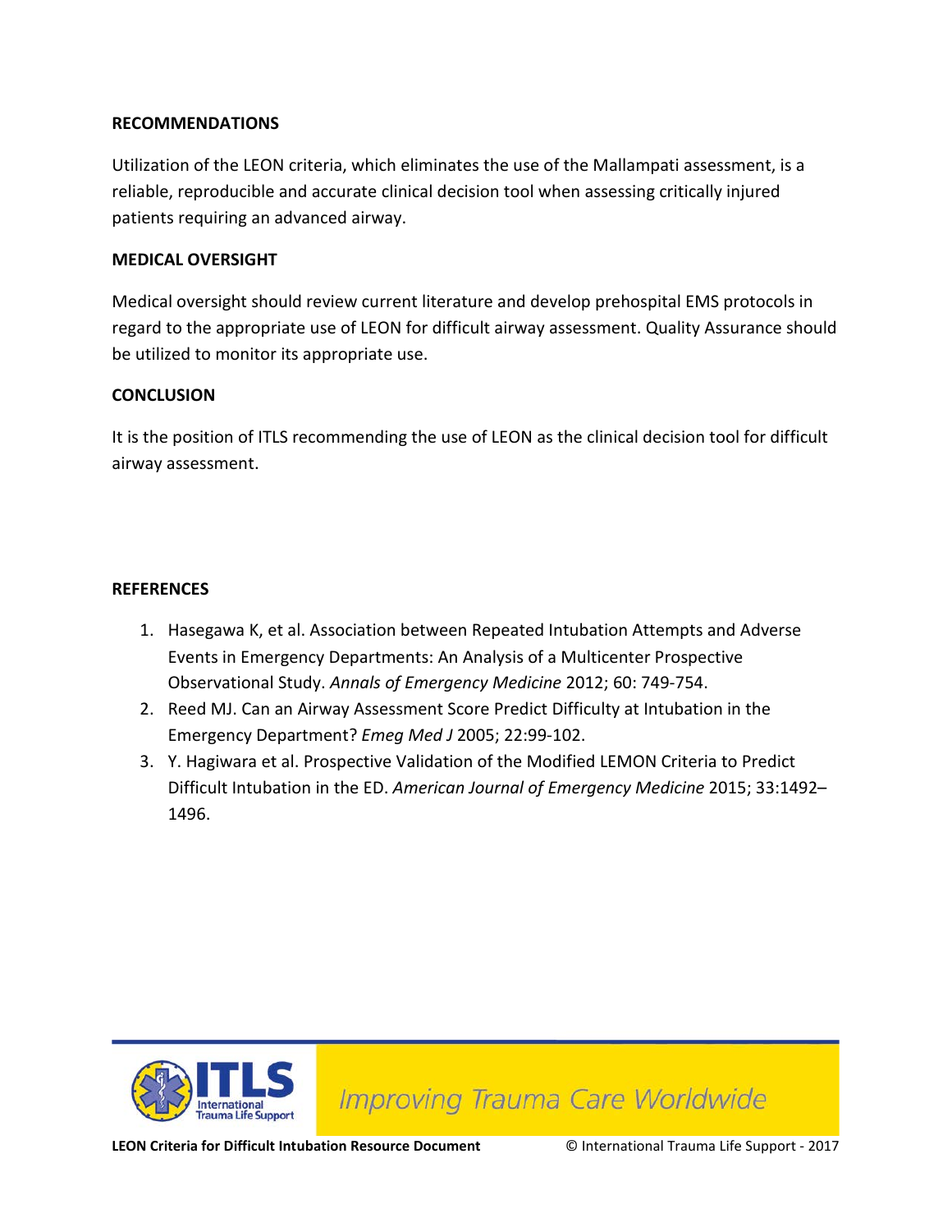## RECOMMENDATIONS

Utilization of the LEON criteria, which eliminates the use of the Mallampati assessment, is a reliable, reproducible and accurate clinical decision tool when assessing critically injured patients requiring an advanced airway.

## MEDICAL OVERSIGHT

Medical oversight should review current literature and develop prehospital EMS protocols in regard to the appropriate use of LEON for difficult airway assessment. Quality Assurance should be utilized to monitor its appropriate use.

## CONCLUSION

It is the position of ITLS recommending the use of LEON as the clinical decision tool for difficult airway assessment.

## REFERENCES

1. Hasegawa K, et al. Association between Repeated Intubation Attempts and Adverse Events in Emergency Departments: An Analysis of a Multicenter Prospective Observational Study. *Annals of Emergency Medicine* 2012; 60: 749-754.
2. Reed MJ. Can an Airway Assessment Score Predict Difficulty at Intubation in the Emergency Department? *Emeg Med J* 2005; 22:99-102.
3. Y. Hagiwara et al. Prospective Validation of the Modified LEMON Criteria to Predict Difficult Intubation in the ED. *American Journal of Emergency Medicine* 2015; 33:1492–1496.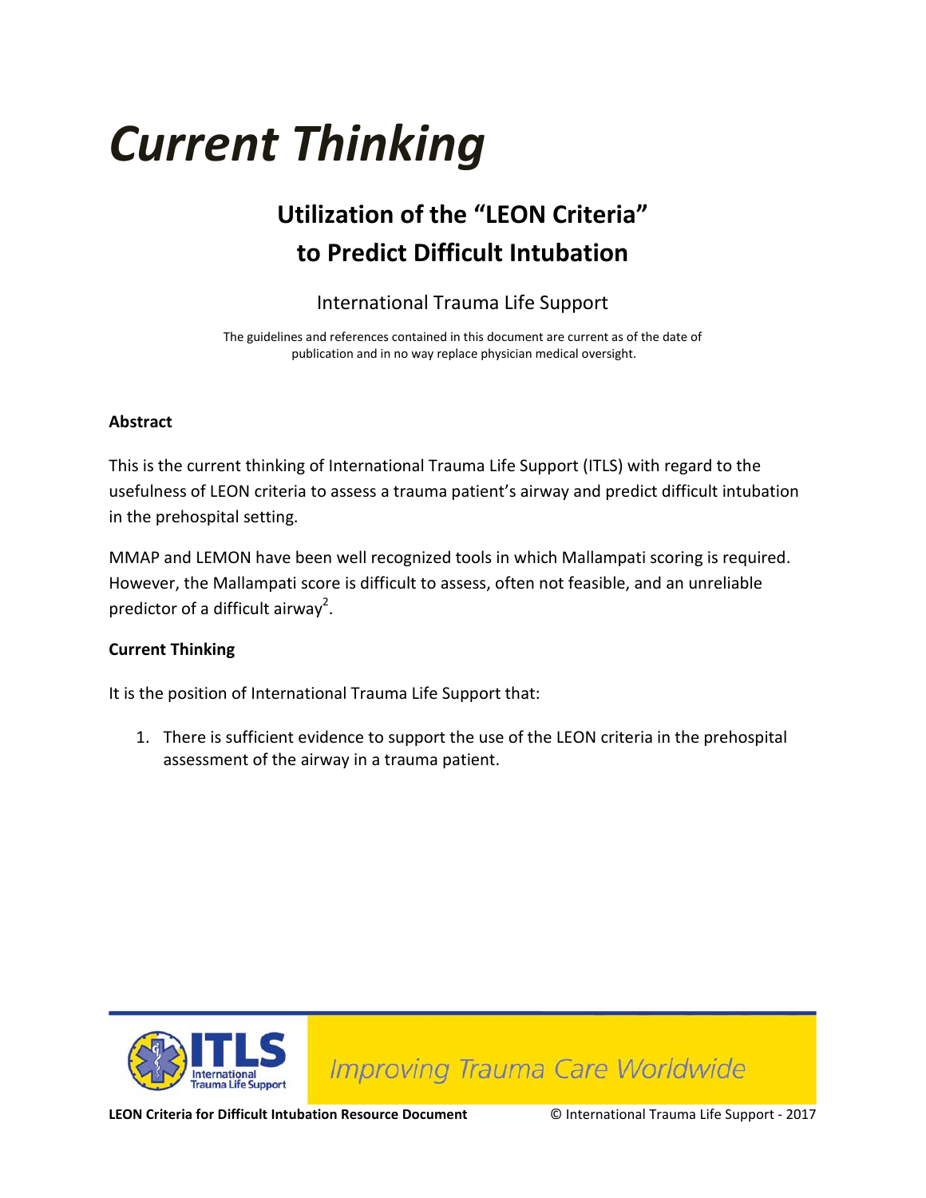# *Current Thinking*

## Utilization of the "LEON Criteria" to Predict Difficult Intubation

International Trauma Life Support

The guidelines and references contained in this document are current as of the date of publication and in no way replace physician medical oversight.

**Abstract**

This is the current thinking of International Trauma Life Support (ITLS) with regard to the usefulness of LEON criteria to assess a trauma patient's airway and predict difficult intubation in the prehospital setting.

MMAP and LEMON have been well recognized tools in which Mallampati scoring is required. However, the Mallampati score is difficult to assess, often not feasible, and an unreliable predictor of a difficult airway[2].

**Current Thinking**

It is the position of International Trauma Life Support that:

1. There is sufficient evidence to support the use of the LEON criteria in the prehospital assessment of the airway in a trauma patient.